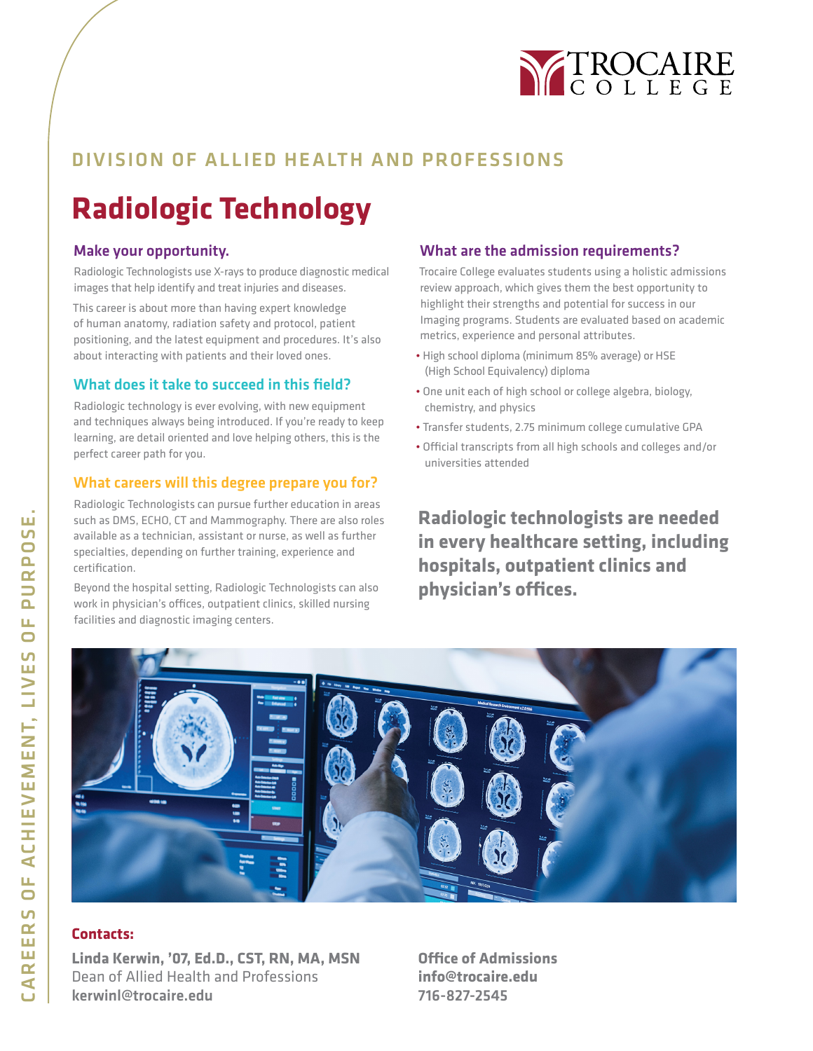TROCAIRE COLLEGE

DIVISION OF ALLIED HEALTH AND PROFESSIONS

# Radiologic Technology

## Make your opportunity.

Radiologic Technologists use X-rays to produce diagnostic medical images that help identify and treat injuries and diseases.

This career is about more than having expert knowledge of human anatomy, radiation safety and protocol, patient positioning, and the latest equipment and procedures. It's also about interacting with patients and their loved ones.

## What does it take to succeed in this field?

Radiologic technology is ever evolving, with new equipment and techniques always being introduced. If you're ready to keep learning, are detail oriented and love helping others, this is the perfect career path for you.

## What careers will this degree prepare you for?

Radiologic Technologists can pursue further education in areas such as DMS, ECHO, CT and Mammography. There are also roles available as a technician, assistant or nurse, as well as further specialties, depending on further training, experience and certification.

Beyond the hospital setting, Radiologic Technologists can also work in physician's offices, outpatient clinics, skilled nursing facilities and diagnostic imaging centers.

## What are the admission requirements?

Trocaire College evaluates students using a holistic admissions review approach, which gives them the best opportunity to highlight their strengths and potential for success in our Imaging programs. Students are evaluated based on academic metrics, experience and personal attributes.

- High school diploma (minimum 85% average) or HSE (High School Equivalency) diploma
- One unit each of high school or college algebra, biology, chemistry, and physics
- Transfer students, 2.75 minimum college cumulative GPA
- Official transcripts from all high schools and colleges and/or universities attended

**Radiologic technologists are needed in every healthcare setting, including hospitals, outpatient clinics and physician's offices.**

**Contacts:**

**Linda Kerwin, '07, Ed.D., CST, RN, MA, MSN**
Dean of Allied Health and Professions
**kerwinl@trocaire.edu**

**Office of Admissions**
**info@trocaire.edu**
**716-827-2545**

CAREERS OF ACHIEVEMENT, LIVES OF PURPOSE.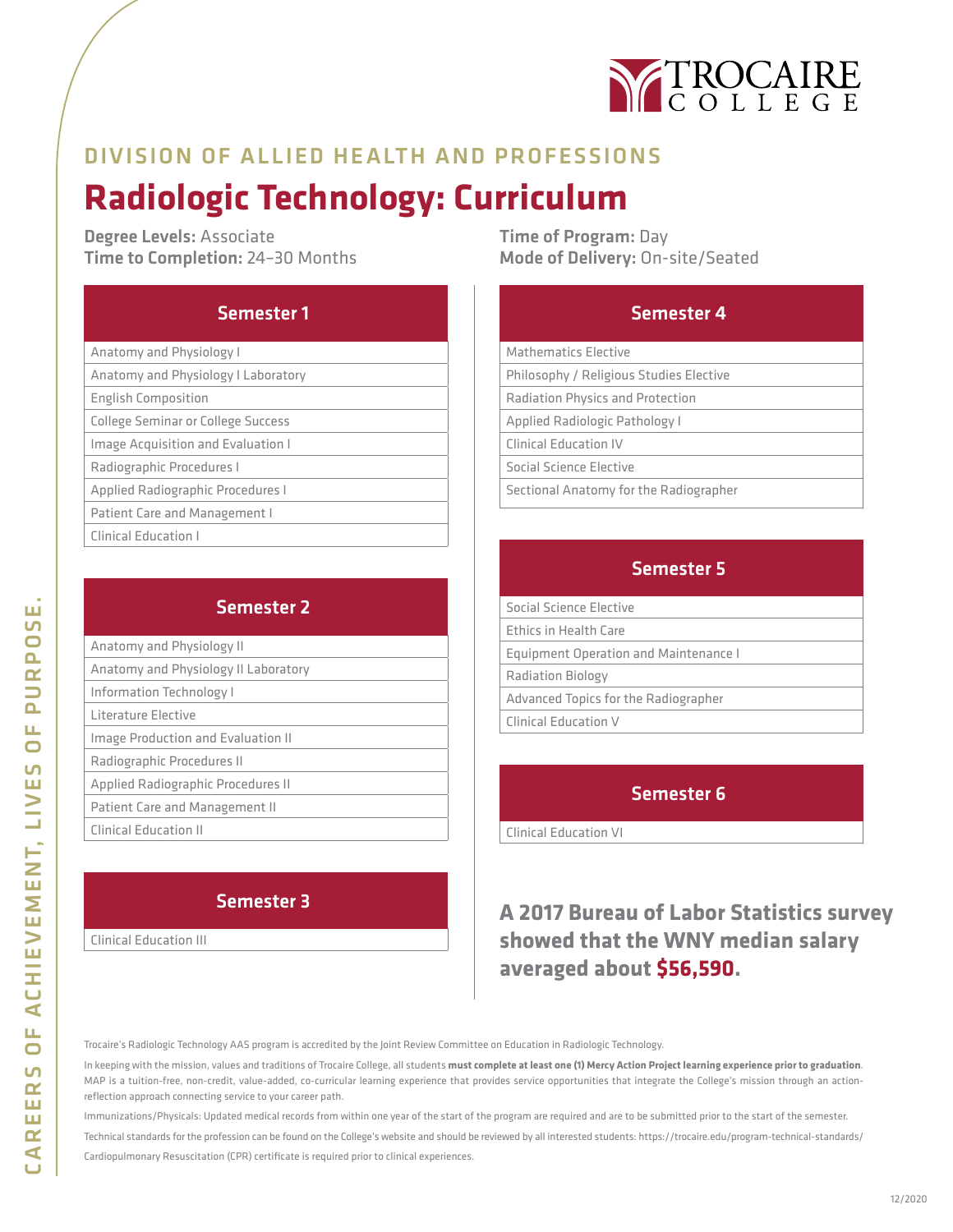TROCAIRE COLLEGE

DIVISION OF ALLIED HEALTH AND PROFESSIONS

# Radiologic Technology: Curriculum

**Degree Levels:** Associate
**Time to Completion:** 24–30 Months
**Time of Program:** Day
**Mode of Delivery:** On-site/Seated

| Semester 1 |
| --- |
| Anatomy and Physiology I |
| Anatomy and Physiology I Laboratory |
| English Composition |
| College Seminar or College Success |
| Image Acquisition and Evaluation I |
| Radiographic Procedures I |
| Applied Radiographic Procedures I |
| Patient Care and Management I |
| Clinical Education I |

| Semester 2 |
| --- |
| Anatomy and Physiology II |
| Anatomy and Physiology II Laboratory |
| Information Technology I |
| Literature Elective |
| Image Production and Evaluation II |
| Radiographic Procedures II |
| Applied Radiographic Procedures II |
| Patient Care and Management II |
| Clinical Education II |

| Semester 3 |
| --- |
| Clinical Education III |

| Semester 4 |
| --- |
| Mathematics Elective |
| Philosophy / Religious Studies Elective |
| Radiation Physics and Protection |
| Applied Radiologic Pathology I |
| Clinical Education IV |
| Social Science Elective |
| Sectional Anatomy for the Radiographer |

| Semester 5 |
| --- |
| Social Science Elective |
| Ethics in Health Care |
| Equipment Operation and Maintenance I |
| Radiation Biology |
| Advanced Topics for the Radiographer |
| Clinical Education V |

| Semester 6 |
| --- |
| Clinical Education VI |

**A 2017 Bureau of Labor Statistics survey showed that the WNY median salary averaged about $56,590.**

Trocaire's Radiologic Technology AAS program is accredited by the Joint Review Committee on Education in Radiologic Technology.

In keeping with the mission, values and traditions of Trocaire College, all students **must complete at least one (1) Mercy Action Project learning experience prior to graduation**. MAP is a tuition-free, non-credit, value-added, co-curricular learning experience that provides service opportunities that integrate the College's mission through an action-reflection approach connecting service to your career path.

Immunizations/Physicals: Updated medical records from within one year of the start of the program are required and are to be submitted prior to the start of the semester.

Technical standards for the profession can be found on the College's website and should be reviewed by all interested students: https://trocaire.edu/program-technical-standards/

Cardiopulmonary Resuscitation (CPR) certificate is required prior to clinical experiences.

CAREERS OF ACHIEVEMENT, LIVES OF PURPOSE.

12/2020